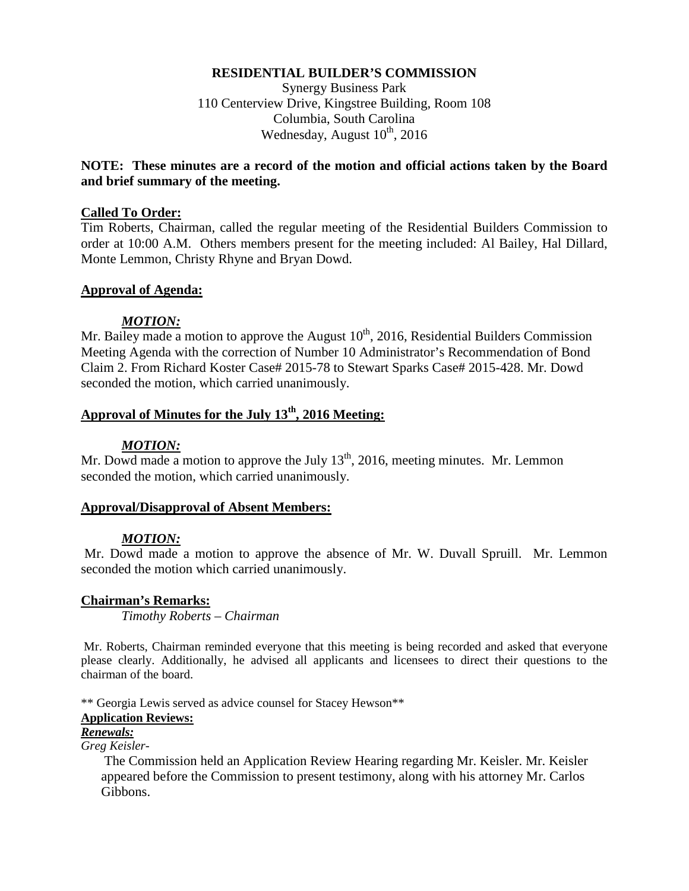**RESIDENTIAL BUILDER'S COMMISSION**

Synergy Business Park
110 Centerview Drive, Kingstree Building, Room 108
Columbia, South Carolina
Wednesday, August 10th, 2016

**NOTE: These minutes are a record of the motion and official actions taken by the Board and brief summary of the meeting.**

**Called To Order:**

Tim Roberts, Chairman, called the regular meeting of the Residential Builders Commission to order at 10:00 A.M. Others members present for the meeting included: Al Bailey, Hal Dillard, Monte Lemmon, Christy Rhyne and Bryan Dowd.

**Approval of Agenda:**

***MOTION:***

Mr. Bailey made a motion to approve the August 10th, 2016, Residential Builders Commission Meeting Agenda with the correction of Number 10 Administrator's Recommendation of Bond Claim 2. From Richard Koster Case# 2015-78 to Stewart Sparks Case# 2015-428. Mr. Dowd seconded the motion, which carried unanimously.

**Approval of Minutes for the July 13th, 2016 Meeting:**

***MOTION:***

Mr. Dowd made a motion to approve the July 13th, 2016, meeting minutes. Mr. Lemmon seconded the motion, which carried unanimously.

**Approval/Disapproval of Absent Members:**

***MOTION:***

Mr. Dowd made a motion to approve the absence of Mr. W. Duvall Spruill. Mr. Lemmon seconded the motion which carried unanimously.

**Chairman's Remarks:**

*Timothy Roberts – Chairman*

Mr. Roberts, Chairman reminded everyone that this meeting is being recorded and asked that everyone please clearly. Additionally, he advised all applicants and licensees to direct their questions to the chairman of the board.

** Georgia Lewis served as advice counsel for Stacey Hewson**

**Application Reviews:**

***Renewals:***

*Greg Keisler-*

The Commission held an Application Review Hearing regarding Mr. Keisler. Mr. Keisler appeared before the Commission to present testimony, along with his attorney Mr. Carlos Gibbons.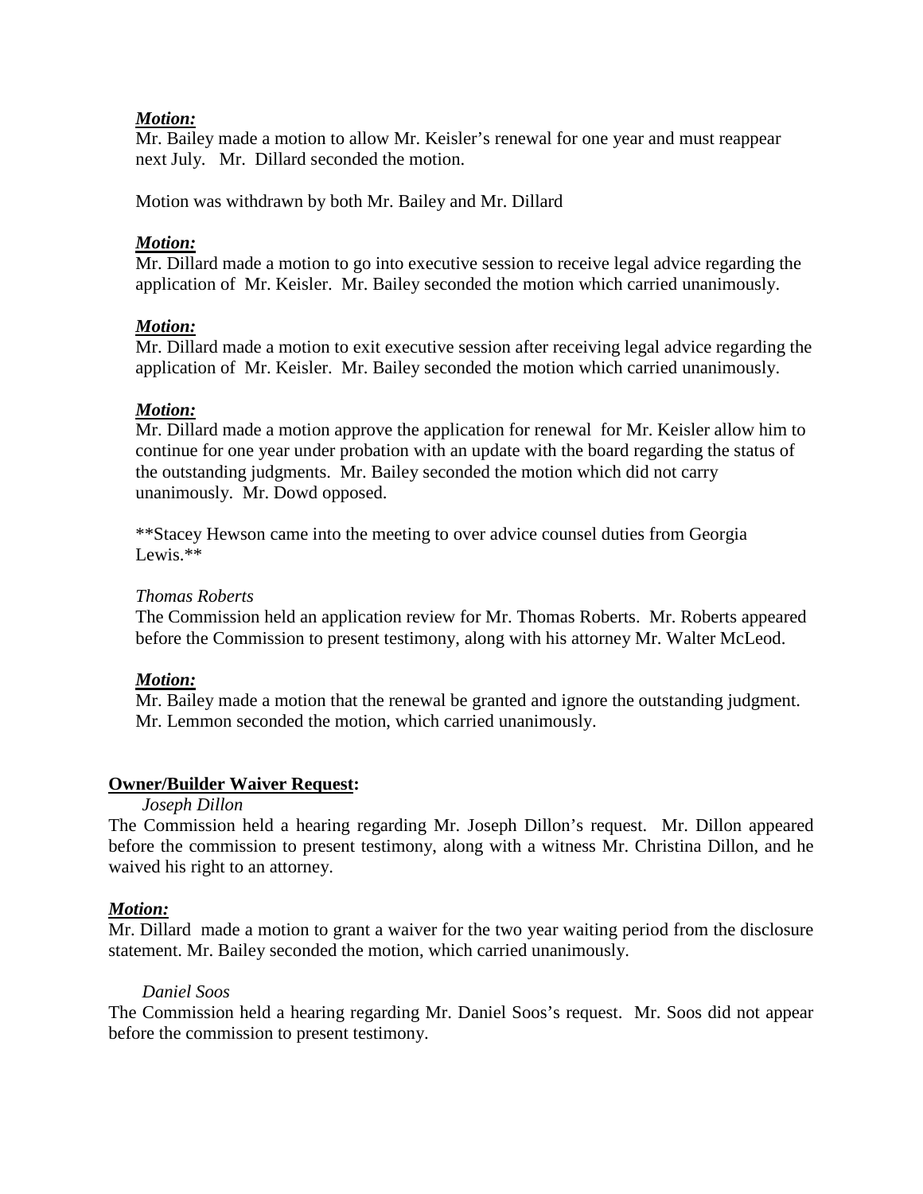***Motion:***
Mr. Bailey made a motion to allow Mr. Keisler's renewal for one year and must reappear next July. Mr. Dillard seconded the motion.

Motion was withdrawn by both Mr. Bailey and Mr. Dillard

***Motion:***
Mr. Dillard made a motion to go into executive session to receive legal advice regarding the application of Mr. Keisler. Mr. Bailey seconded the motion which carried unanimously.

***Motion:***
Mr. Dillard made a motion to exit executive session after receiving legal advice regarding the application of Mr. Keisler. Mr. Bailey seconded the motion which carried unanimously.

***Motion:***
Mr. Dillard made a motion approve the application for renewal for Mr. Keisler allow him to continue for one year under probation with an update with the board regarding the status of the outstanding judgments. Mr. Bailey seconded the motion which did not carry unanimously. Mr. Dowd opposed.

**Stacey Hewson came into the meeting to over advice counsel duties from Georgia Lewis.**

*Thomas Roberts*
The Commission held an application review for Mr. Thomas Roberts. Mr. Roberts appeared before the Commission to present testimony, along with his attorney Mr. Walter McLeod.

***Motion:***
Mr. Bailey made a motion that the renewal be granted and ignore the outstanding judgment. Mr. Lemmon seconded the motion, which carried unanimously.

**Owner/Builder Waiver Request:**

*Joseph Dillon*
The Commission held a hearing regarding Mr. Joseph Dillon's request. Mr. Dillon appeared before the commission to present testimony, along with a witness Mr. Christina Dillon, and he waived his right to an attorney.

***Motion:***
Mr. Dillard made a motion to grant a waiver for the two year waiting period from the disclosure statement. Mr. Bailey seconded the motion, which carried unanimously.

*Daniel Soos*
The Commission held a hearing regarding Mr. Daniel Soos's request. Mr. Soos did not appear before the commission to present testimony.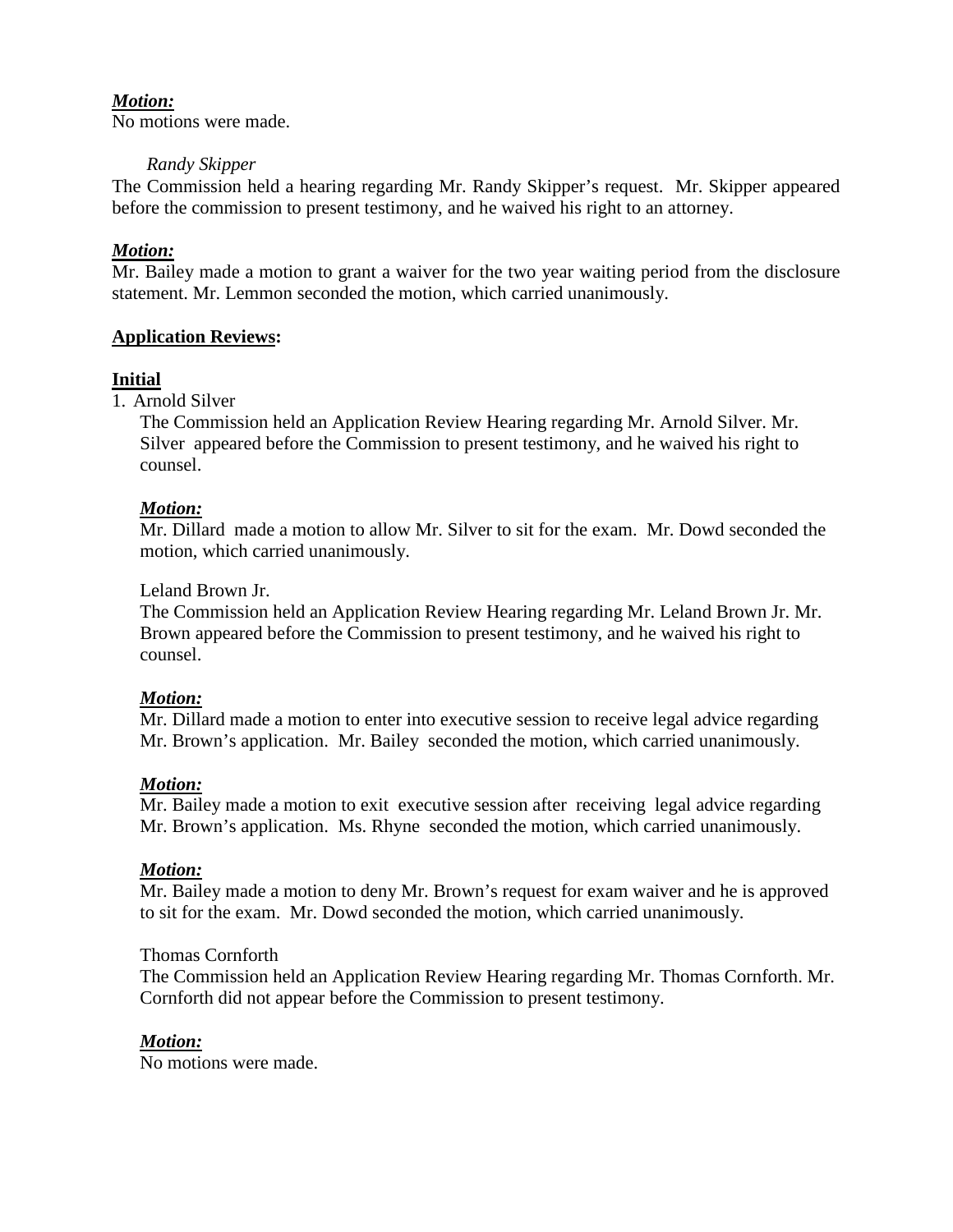***Motion:***
No motions were made.

*Randy Skipper*
The Commission held a hearing regarding Mr. Randy Skipper's request. Mr. Skipper appeared before the commission to present testimony, and he waived his right to an attorney.

***Motion:***
Mr. Bailey made a motion to grant a waiver for the two year waiting period from the disclosure statement. Mr. Lemmon seconded the motion, which carried unanimously.

**Application Reviews:**

**Initial**

1. Arnold Silver
   The Commission held an Application Review Hearing regarding Mr. Arnold Silver. Mr. Silver appeared before the Commission to present testimony, and he waived his right to counsel.

   ***Motion:***
   Mr. Dillard made a motion to allow Mr. Silver to sit for the exam. Mr. Dowd seconded the motion, which carried unanimously.

   Leland Brown Jr.
   The Commission held an Application Review Hearing regarding Mr. Leland Brown Jr. Mr. Brown appeared before the Commission to present testimony, and he waived his right to counsel.

   ***Motion:***
   Mr. Dillard made a motion to enter into executive session to receive legal advice regarding Mr. Brown's application. Mr. Bailey seconded the motion, which carried unanimously.

   ***Motion:***
   Mr. Bailey made a motion to exit executive session after receiving legal advice regarding Mr. Brown's application. Ms. Rhyne seconded the motion, which carried unanimously.

   ***Motion:***
   Mr. Bailey made a motion to deny Mr. Brown's request for exam waiver and he is approved to sit for the exam. Mr. Dowd seconded the motion, which carried unanimously.

   Thomas Cornforth
   The Commission held an Application Review Hearing regarding Mr. Thomas Cornforth. Mr. Cornforth did not appear before the Commission to present testimony.

   ***Motion:***
   No motions were made.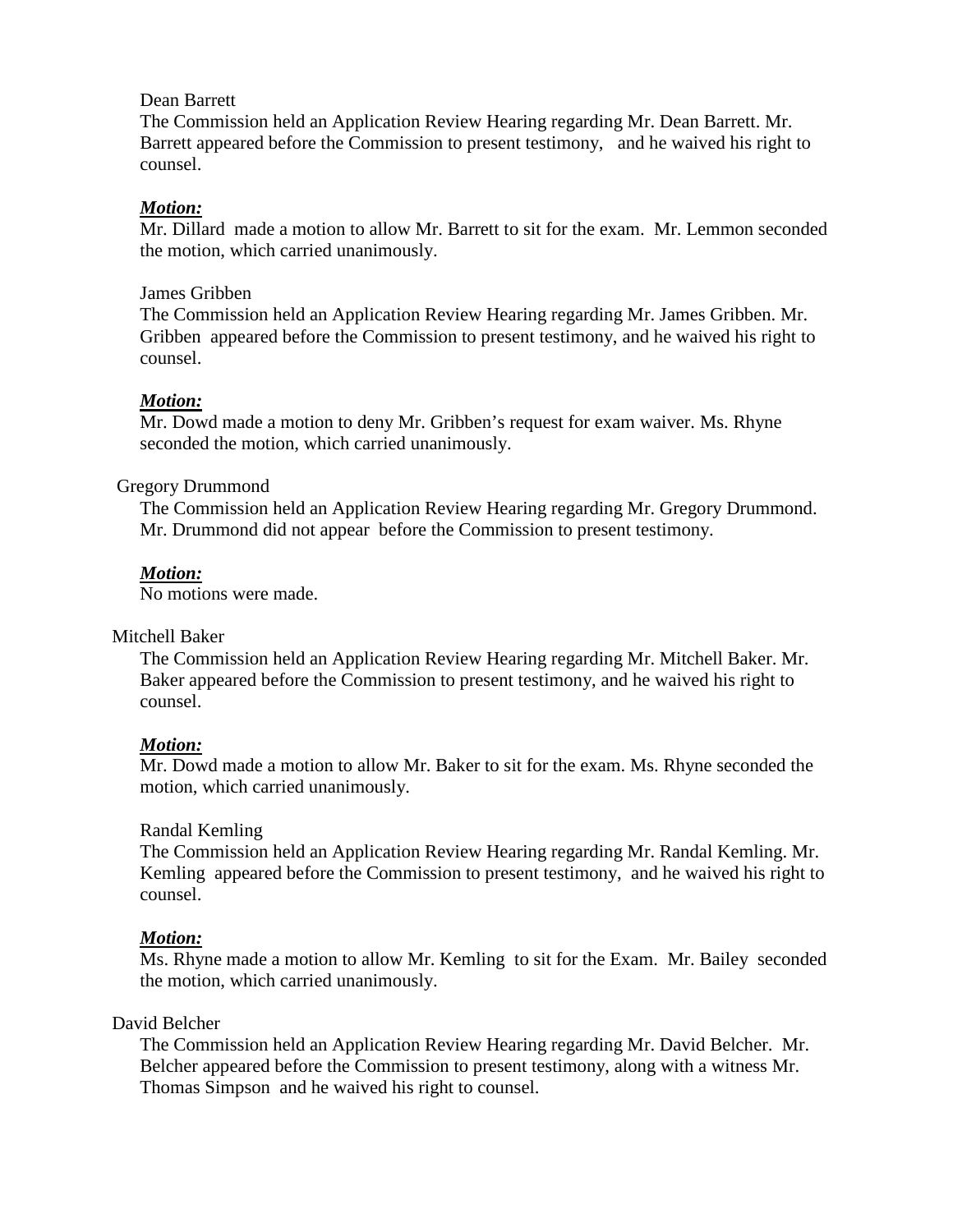Dean Barrett

The Commission held an Application Review Hearing regarding Mr. Dean Barrett. Mr. Barrett appeared before the Commission to present testimony, and he waived his right to counsel.

***Motion:***

Mr. Dillard made a motion to allow Mr. Barrett to sit for the exam. Mr. Lemmon seconded the motion, which carried unanimously.

James Gribben

The Commission held an Application Review Hearing regarding Mr. James Gribben. Mr. Gribben appeared before the Commission to present testimony, and he waived his right to counsel.

***Motion:***

Mr. Dowd made a motion to deny Mr. Gribben's request for exam waiver. Ms. Rhyne seconded the motion, which carried unanimously.

Gregory Drummond

The Commission held an Application Review Hearing regarding Mr. Gregory Drummond. Mr. Drummond did not appear before the Commission to present testimony.

***Motion:***

No motions were made.

Mitchell Baker

The Commission held an Application Review Hearing regarding Mr. Mitchell Baker. Mr. Baker appeared before the Commission to present testimony, and he waived his right to counsel.

***Motion:***

Mr. Dowd made a motion to allow Mr. Baker to sit for the exam. Ms. Rhyne seconded the motion, which carried unanimously.

Randal Kemling

The Commission held an Application Review Hearing regarding Mr. Randal Kemling. Mr. Kemling appeared before the Commission to present testimony, and he waived his right to counsel.

***Motion:***

Ms. Rhyne made a motion to allow Mr. Kemling to sit for the Exam. Mr. Bailey seconded the motion, which carried unanimously.

David Belcher

The Commission held an Application Review Hearing regarding Mr. David Belcher. Mr. Belcher appeared before the Commission to present testimony, along with a witness Mr. Thomas Simpson and he waived his right to counsel.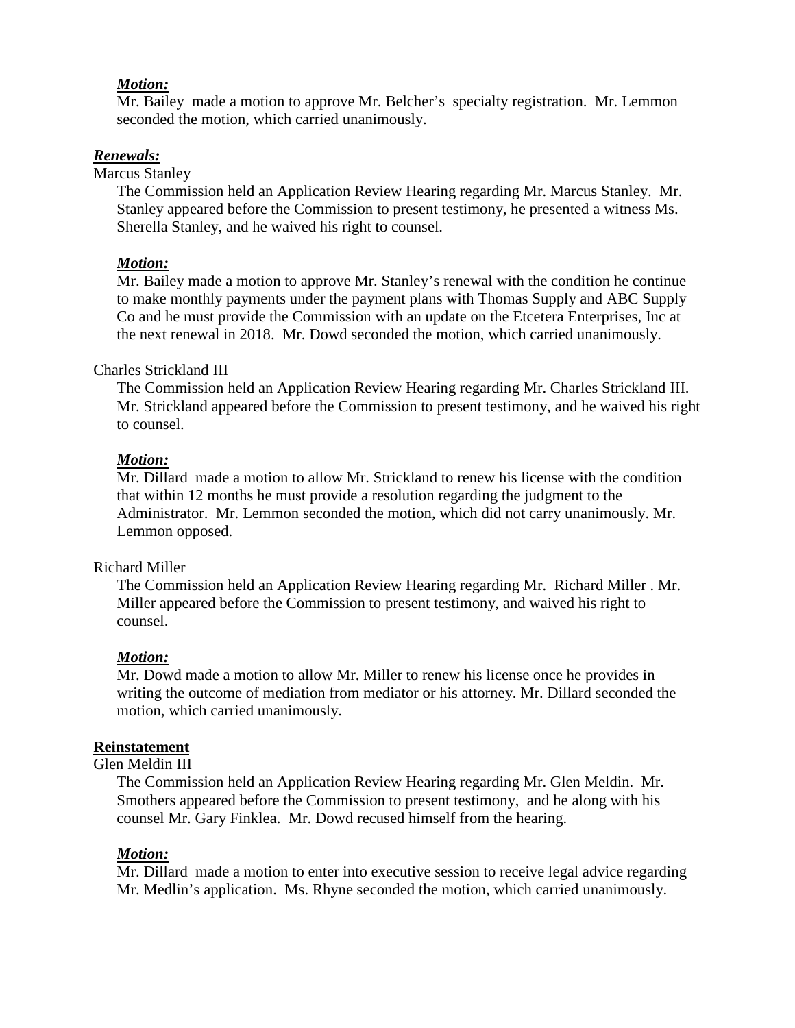***Motion:***

Mr. Bailey made a motion to approve Mr. Belcher's specialty registration. Mr. Lemmon seconded the motion, which carried unanimously.

***Renewals:***

Marcus Stanley

The Commission held an Application Review Hearing regarding Mr. Marcus Stanley. Mr. Stanley appeared before the Commission to present testimony, he presented a witness Ms. Sherella Stanley, and he waived his right to counsel.

***Motion:***

Mr. Bailey made a motion to approve Mr. Stanley's renewal with the condition he continue to make monthly payments under the payment plans with Thomas Supply and ABC Supply Co and he must provide the Commission with an update on the Etcetera Enterprises, Inc at the next renewal in 2018. Mr. Dowd seconded the motion, which carried unanimously.

Charles Strickland III

The Commission held an Application Review Hearing regarding Mr. Charles Strickland III. Mr. Strickland appeared before the Commission to present testimony, and he waived his right to counsel.

***Motion:***

Mr. Dillard made a motion to allow Mr. Strickland to renew his license with the condition that within 12 months he must provide a resolution regarding the judgment to the Administrator. Mr. Lemmon seconded the motion, which did not carry unanimously. Mr. Lemmon opposed.

Richard Miller

The Commission held an Application Review Hearing regarding Mr. Richard Miller . Mr. Miller appeared before the Commission to present testimony, and waived his right to counsel.

***Motion:***

Mr. Dowd made a motion to allow Mr. Miller to renew his license once he provides in writing the outcome of mediation from mediator or his attorney. Mr. Dillard seconded the motion, which carried unanimously.

**Reinstatement**

Glen Meldin III

The Commission held an Application Review Hearing regarding Mr. Glen Meldin. Mr. Smothers appeared before the Commission to present testimony, and he along with his counsel Mr. Gary Finklea. Mr. Dowd recused himself from the hearing.

***Motion:***

Mr. Dillard made a motion to enter into executive session to receive legal advice regarding Mr. Medlin's application. Ms. Rhyne seconded the motion, which carried unanimously.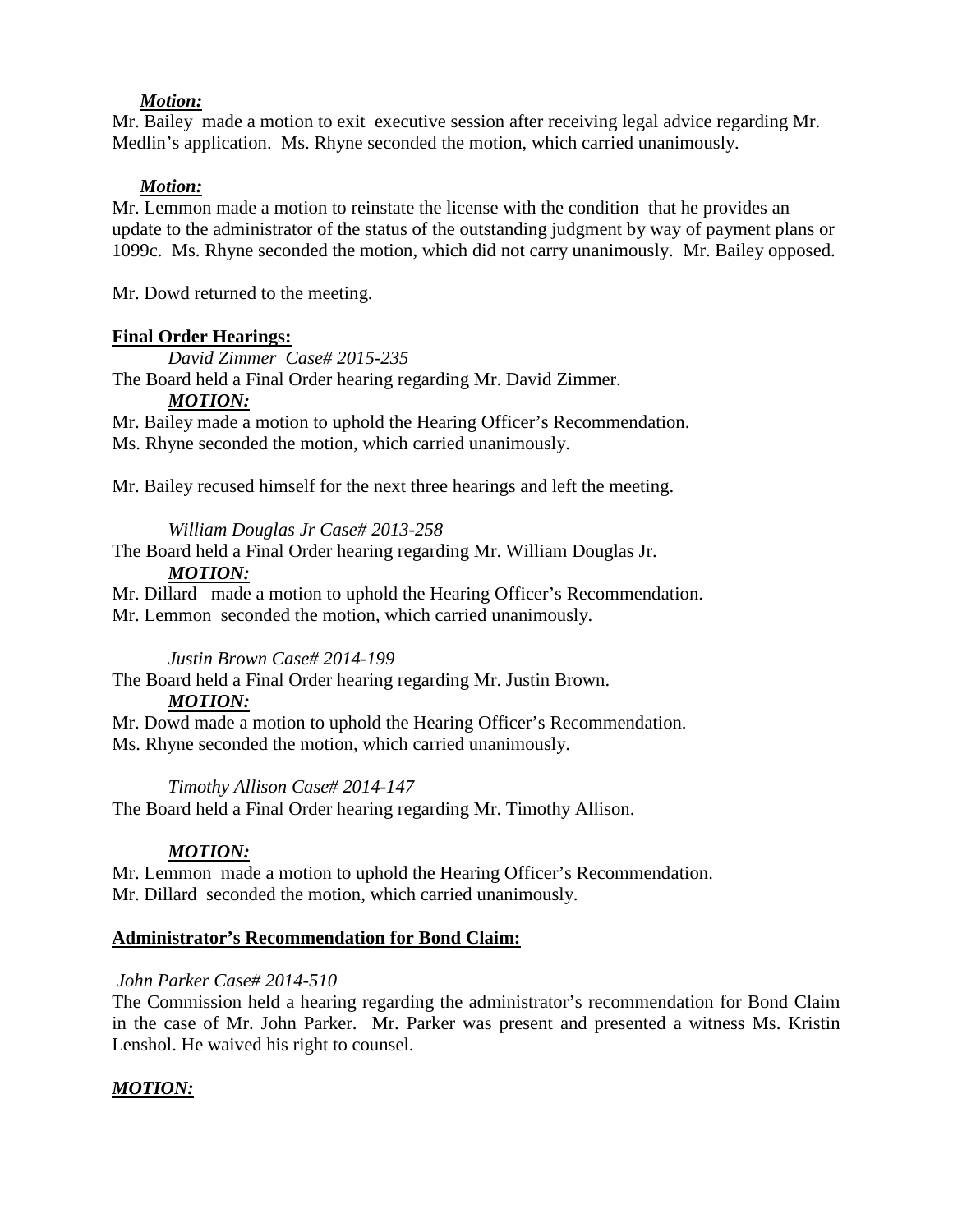***Motion:***

Mr. Bailey made a motion to exit executive session after receiving legal advice regarding Mr. Medlin's application. Ms. Rhyne seconded the motion, which carried unanimously.

***Motion:***

Mr. Lemmon made a motion to reinstate the license with the condition that he provides an update to the administrator of the status of the outstanding judgment by way of payment plans or 1099c. Ms. Rhyne seconded the motion, which did not carry unanimously. Mr. Bailey opposed.

Mr. Dowd returned to the meeting.

**Final Order Hearings:**

*David Zimmer Case# 2015-235*

The Board held a Final Order hearing regarding Mr. David Zimmer.

***MOTION:***

Mr. Bailey made a motion to uphold the Hearing Officer's Recommendation.
Ms. Rhyne seconded the motion, which carried unanimously.

Mr. Bailey recused himself for the next three hearings and left the meeting.

*William Douglas Jr Case# 2013-258*

The Board held a Final Order hearing regarding Mr. William Douglas Jr.

***MOTION:***

Mr. Dillard made a motion to uphold the Hearing Officer's Recommendation.
Mr. Lemmon seconded the motion, which carried unanimously.

*Justin Brown Case# 2014-199*

The Board held a Final Order hearing regarding Mr. Justin Brown.

***MOTION:***

Mr. Dowd made a motion to uphold the Hearing Officer's Recommendation.
Ms. Rhyne seconded the motion, which carried unanimously.

*Timothy Allison Case# 2014-147*

The Board held a Final Order hearing regarding Mr. Timothy Allison.

***MOTION:***

Mr. Lemmon made a motion to uphold the Hearing Officer's Recommendation.
Mr. Dillard seconded the motion, which carried unanimously.

**Administrator's Recommendation for Bond Claim:**

*John Parker Case# 2014-510*

The Commission held a hearing regarding the administrator's recommendation for Bond Claim in the case of Mr. John Parker. Mr. Parker was present and presented a witness Ms. Kristin Lenshol. He waived his right to counsel.

***MOTION:***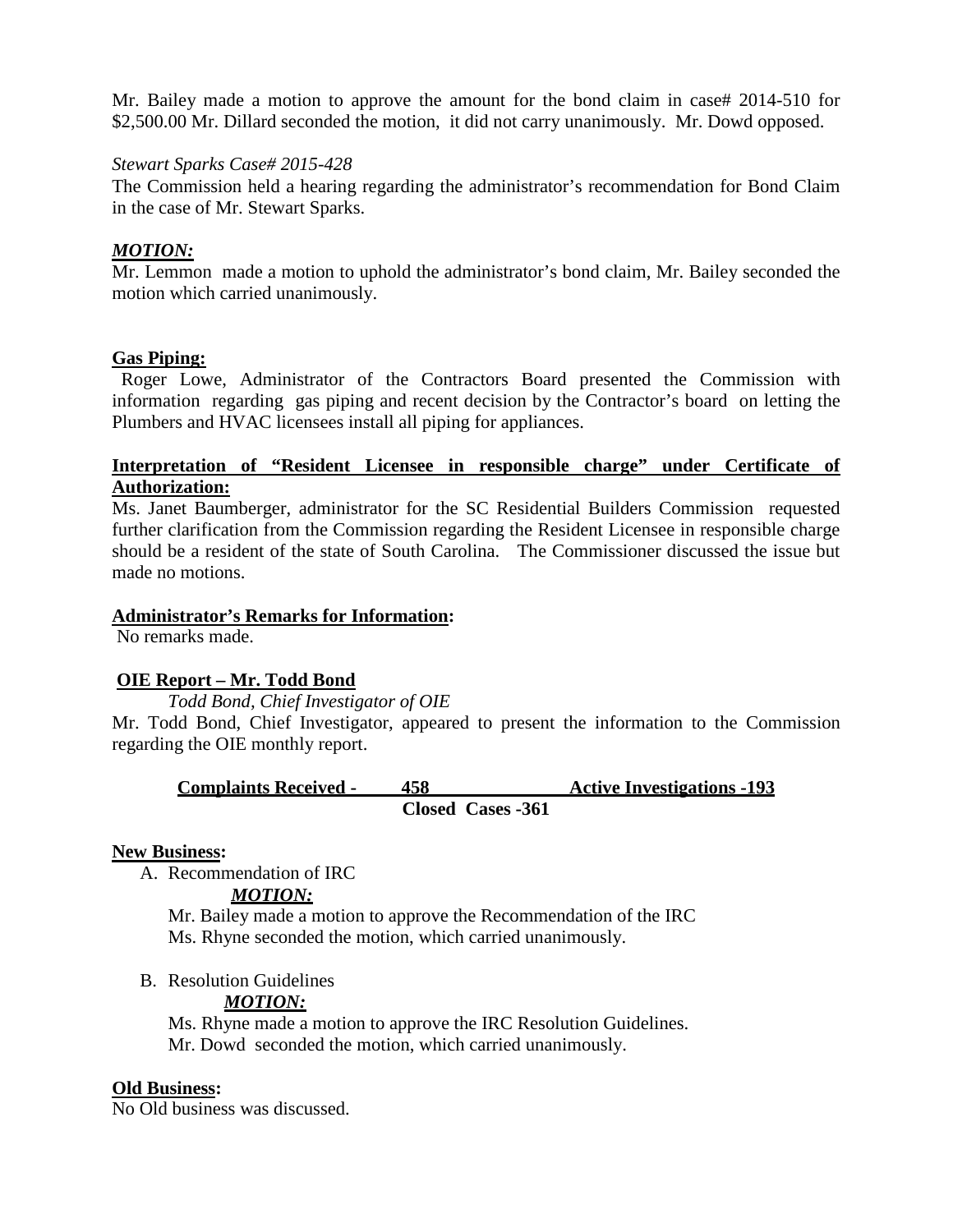Mr. Bailey made a motion to approve the amount for the bond claim in case# 2014-510 for $2,500.00 Mr. Dillard seconded the motion, it did not carry unanimously. Mr. Dowd opposed.

*Stewart Sparks Case# 2015-428*

The Commission held a hearing regarding the administrator's recommendation for Bond Claim in the case of Mr. Stewart Sparks.

***MOTION:***

Mr. Lemmon made a motion to uphold the administrator's bond claim, Mr. Bailey seconded the motion which carried unanimously.

**Gas Piping:**

Roger Lowe, Administrator of the Contractors Board presented the Commission with information regarding gas piping and recent decision by the Contractor's board on letting the Plumbers and HVAC licensees install all piping for appliances.

**Interpretation of "Resident Licensee in responsible charge" under Certificate of Authorization:**

Ms. Janet Baumberger, administrator for the SC Residential Builders Commission requested further clarification from the Commission regarding the Resident Licensee in responsible charge should be a resident of the state of South Carolina. The Commissioner discussed the issue but made no motions.

**Administrator's Remarks for Information:**

No remarks made.

**OIE Report – Mr. Todd Bond**

*Todd Bond, Chief Investigator of OIE*

Mr. Todd Bond, Chief Investigator, appeared to present the information to the Commission regarding the OIE monthly report.

**Complaints Received - 458** **Active Investigations -193**

**Closed Cases -361**

**New Business:**

A. Recommendation of IRC

***MOTION:***

Mr. Bailey made a motion to approve the Recommendation of the IRC
Ms. Rhyne seconded the motion, which carried unanimously.

B. Resolution Guidelines

***MOTION:***

Ms. Rhyne made a motion to approve the IRC Resolution Guidelines.
Mr. Dowd seconded the motion, which carried unanimously.

**Old Business:**

No Old business was discussed.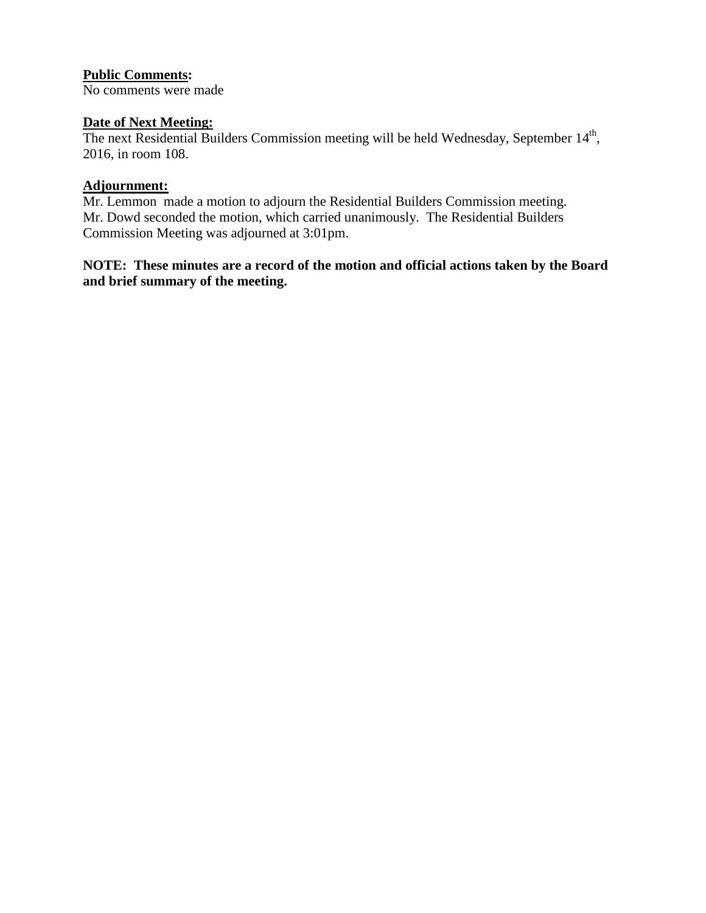**Public Comments:**
No comments were made

**Date of Next Meeting:**
The next Residential Builders Commission meeting will be held Wednesday, September 14th, 2016, in room 108.

**Adjournment:**
Mr. Lemmon made a motion to adjourn the Residential Builders Commission meeting. Mr. Dowd seconded the motion, which carried unanimously. The Residential Builders Commission Meeting was adjourned at 3:01pm.

**NOTE: These minutes are a record of the motion and official actions taken by the Board and brief summary of the meeting.**